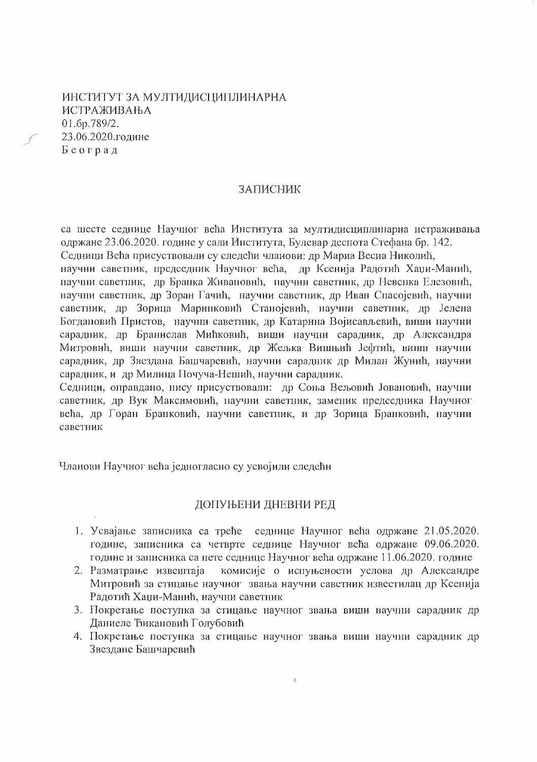ИНСТИТУТ ЗА МУЛТИДИСЦИПЛИНАРНА ИСТРАЖИВАЊА
01.бр.789/2.
23.06.2020.године
Б е о г р а д

## ЗАПИСНИК

са шесте седнице Научног већа Института за мултидисциплинарна истраживања одржане 23.06.2020. године у сали Института, Булевар деспота Стефана бр. 142.
Седници Већа присуствовали су следећи чланови: др Мариа Весна Николић, научни саветник, председник Научног већа, др Ксенија Радотић Хаџи-Манић, научни саветник, др Бранка Живановић, научни саветник, др Невенка Елезовић, научни саветник, др Зоран Гачић, научни саветник, др Иван Спасојевић, научни саветник, др Зорица Маринковић Станојевић, научни саветник, др Јелена Богдановић Пристов, научни саветник, др Катарина Војисављевић, виши научни сарадник, др Бранислав Мићковић, виши научни сарадник, др Александра Митровић, виши научни саветник, др Жељка Вишњић Јефтић, виши научни сарадник, др Звездана Башчаревић, научни сарадник др Милан Жунић, научни сарадник, и др Милица Почуча-Нешић, научни сарадник.
Седници, оправдано, нису присуствовали: др Соња Вељовић Јовановић, научни саветник, др Вук Максимовић, научни саветник, заменик председника Научног већа, др Горан Бранковић, научни саветник, и др Зорица Бранковић, научни саветник

Чланови Научног већа једногласно су усвојили следећи

## ДОПУЊЕНИ ДНЕВНИ РЕД

1. Усвајање записника са треће седнице Научног већа одржане 21.05.2020. године, записника са четврте седнице Научног већа одржане 09.06.2020. године и записника са пете седнице Научног већа одржане 11.06.2020. године
2. Разматрање извештаја комисије о испуњености услова др Александре Митровић за стицање научног звања научни саветник известилац др Ксенија Радотић Хаџи-Манић, научни саветник
3. Покретање поступка за стицање научног звања виши научни сарадник др Даниеле Ђикановић Голубовић
4. Покретање поступка за стицање научног звања виши научни сарадник др Звездане Башчаревић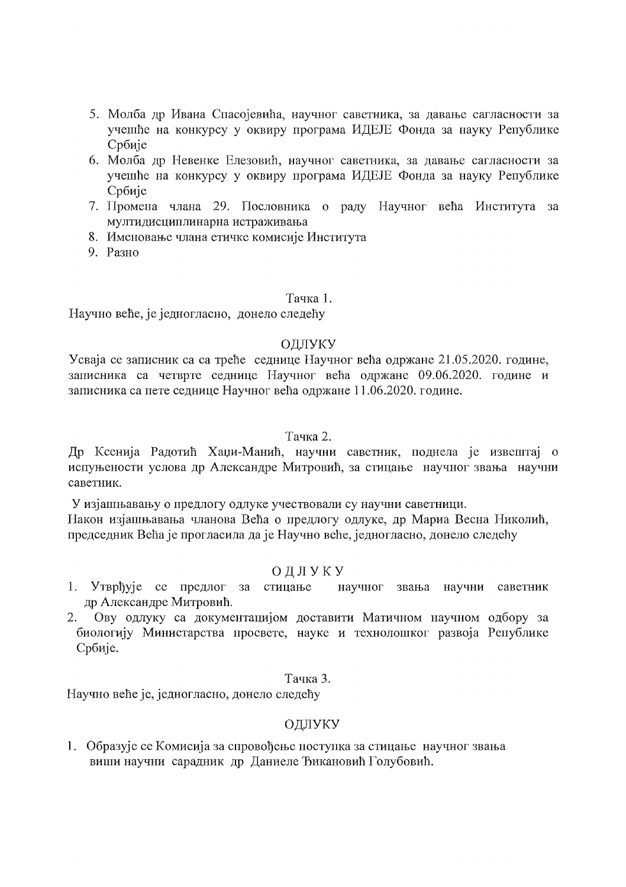5. Молба др Ивана Спасојевића, научног саветника, за давање сагласности за учешће на конкурсу у оквиру програма ИДЕЈЕ Фонда за науку Републике Србије
6. Молба др Невенке Елезовић, научног саветника, за давање сагласности за учешће на конкурсу у оквиру програма ИДЕЈЕ Фонда за науку Републике Србије
7. Промена члана 29. Пословника о раду Научног већа Института за мултидисциплинарна истраживања
8. Именовање члана етичке комисије Института
9. Разно

Тачка 1.

Научно веће, је једногласно, донело следећу

ОДЛУКУ

Усваја се записник са са треће седнице Научног већа одржане 21.05.2020. године, записника са четврте седнице Научног већа одржане 09.06.2020. године и записника са пете седнице Научног већа одржане 11.06.2020. године.

Тачка 2.

Др Ксенија Радотић Хаџи-Манић, научни саветник, поднела је извештај о испуњености услова др Александре Митровић, за стицање научног звања научни саветник.

У изјашњавању о предлогу одлуке учествовали су научни саветници.

Након изјашњавања чланова Већа о предлогу одлуке, др Мариа Весна Николић, председник Већа је прогласила да је Научно веће, једногласно, донело следећу

ОДЛУКУ

1. Утврђује се предлог за стицање научног звања научни саветник др Александре Митровић.
2. Ову одлуку са документацијом доставити Матичном научном одбору за биологију Министарства просвете, науке и технолошког развоја Републике Србије.

Тачка 3.

Научно веће је, једногласно, донело следећу

ОДЛУКУ

1. Образује се Комисија за спровођење поступка за стицање научног звања виши научни сарадник др Даниеле Ђикановић Голубовић.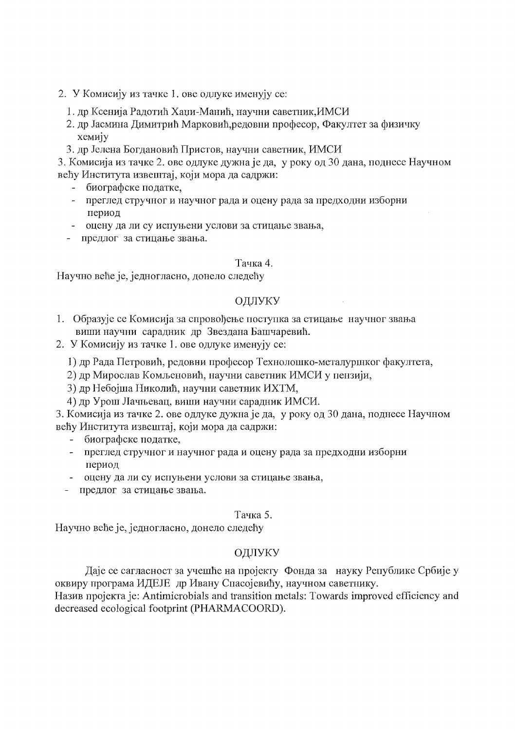2. У Комисију из тачке 1. ове одлуке именују се:

   1. др Ксенија Радотић Хаџи-Манић, научни саветник,ИМСИ
   2. др Јасмина Димитрић Марковић,редовни професор, Факултет за физичку хемију
   3. др Јелена Богдановић Пристов, научни саветник, ИМСИ

3. Комисија из тачке 2. ове одлуке дужна је да, у року од 30 дана, поднесе Научном већу Института извештај, који мора да садржи:
   - биографске податке,
   - преглед стручног и научног рада и оцену рада за предходни изборни период
   - оцену да ли су испуњени услови за стицање звања,
   - предлог за стицање звања.

Тачка 4.

Научно веће је, једногласно, донело следећу

ОДЛУКУ

1. Образује се Комисија за спровођење поступка за стицање научног звања виши научни сарадник др Звездана Башчаревић.
2. У Комисију из тачке 1. ове одлуке именују се:

   1) др Рада Петровић, редовни професор Технолошко-металуршког факултета,
   2) др Мирослав Комљеновић, научни саветник ИМСИ у пензији,
   3) др Небојша Николић, научни саветник ИХТМ,
   4) др Урош Лачњевац, виши научни сарадник ИМСИ.

3. Комисија из тачке 2. ове одлуке дужна је да, у року од 30 дана, поднесе Научном већу Института извештај, који мора да садржи:
   - биографске податке,
   - преглед стручног и научног рада и оцену рада за предходни изборни период
   - оцену да ли су испуњени услови за стицање звања,
   - предлог за стицање звања.

Тачка 5.

Научно веће је, једногласно, донело следећу

ОДЛУКУ

Даје се сагласност за учешће на пројекту Фонда за науку Републике Србије у оквиру програма ИДЕЈЕ др Ивану Спасојевићу, научном саветнику.
Назив пројекта је: Antimicrobials and transition metals: Towards improved efficiency and decreased ecological footprint (PHARMACOORD).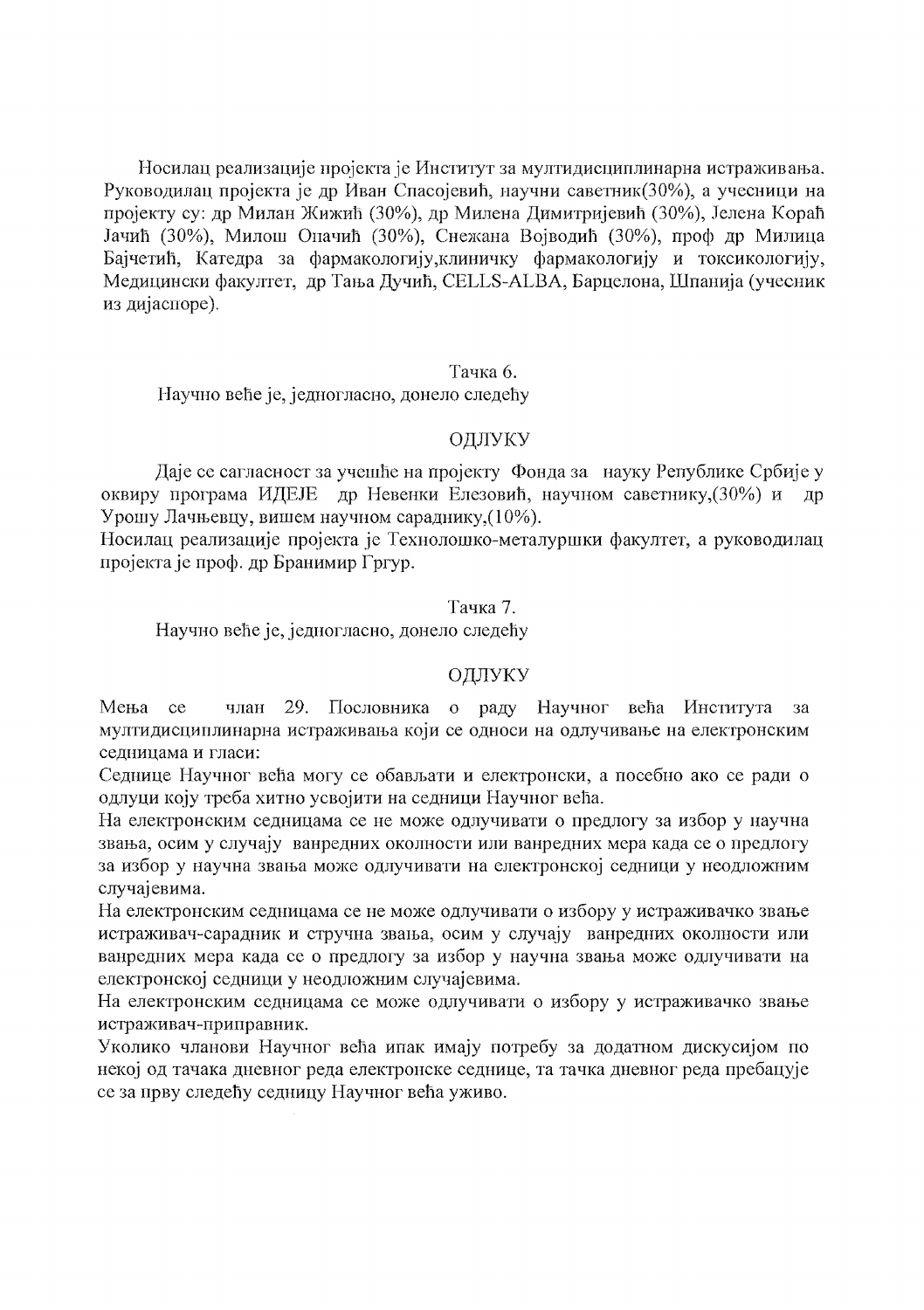Носилац реализације пројекта је Институт за мултидисциплинарна истраживања. Руководилац пројекта је др Иван Спасојевић, научни саветник(30%), а учесници на пројекту су: др Милан Жижић (30%), др Милена Димитријевић (30%), Јелена Кораћ Јачић (30%), Милош Опачић (30%), Снежана Војводић (30%), проф др Милица Бајчетић, Катедра за фармакологију,клиничку фармакологију и токсикологију, Медицински факултет, др Тања Дучић, CELLS-ALBA, Барцелона, Шпанија (учесник из дијаспоре).

Тачка 6.

Научно веће је, једногласно, донело следећу

ОДЛУКУ

Даје се сагласност за учешће на пројекту Фонда за науку Републике Србије у оквиру програма ИДЕЈЕ др Невенки Елезовић, научном саветнику,(30%) и др Урошу Лачњевцу, вишем научном сараднику,(10%).

Носилац реализације пројекта је Технолошко-металуршки факултет, а руководилац пројекта је проф. др Бранимир Гргур.

Тачка 7.

Научно веће је, једногласно, донело следећу

ОДЛУКУ

Мења се члан 29. Пословника о раду Научног већа Института за мултидисциплинарна истраживања који се односи на одлучивање на електронским седницама и гласи:

Седнице Научног већа могу се обављати и електронски, а посебно ако се ради о одлуци коју треба хитно усвојити на седници Научног већа.

На електронским седницама се не може одлучивати о предлогу за избор у научна звања, осим у случају ванредних околности или ванредних мера када се о предлогу за избор у научна звања може одлучивати на електронској седници у неодложним случајевима.

На електронским седницама се не може одлучивати о избору у истраживачко звање истраживач-сарадник и стручна звања, осим у случају ванредних околности или ванредних мера када се о предлогу за избор у научна звања може одлучивати на електронској седници у неодложним случајевима.

На електронским седницама се може одлучивати о избору у истраживачко звање истраживач-приправник.

Уколико чланови Научног већа ипак имају потребу за додатном дискусијом по некој од тачака дневног реда електронске седнице, та тачка дневног реда пребацује се за прву следећу седницу Научног већа уживо.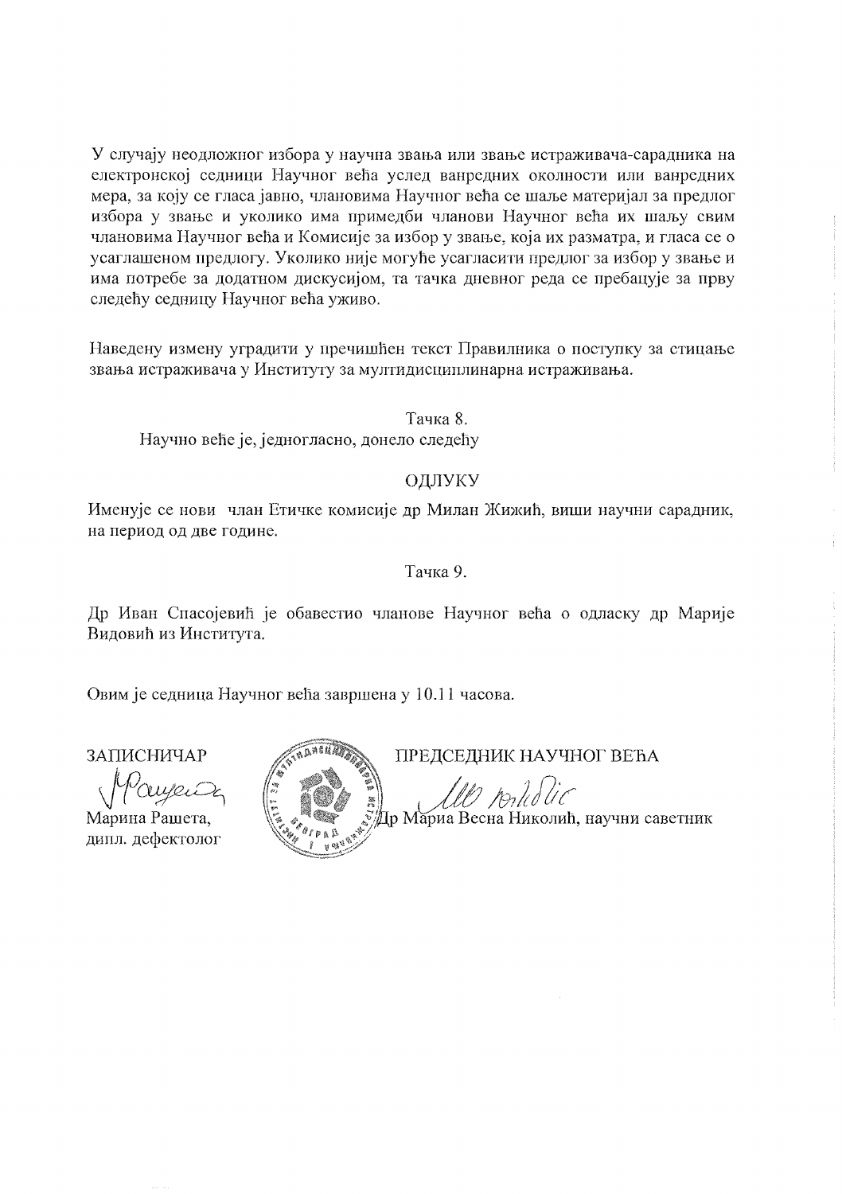У случају неодложног избора у научна звања или звање истраживача-сарадника на електронској седници Научног већа услед ванредних околности или ванредних мера, за коју се гласа јавно, члановима Научног већа се шаље материјал за предлог избора у звање и уколико има примедби чланови Научног већа их шаљу свим члановима Научног већа и Комисије за избор у звање, која их разматра, и гласа се о усаглашеном предлогу. Уколико није могуће усагласити предлог за избор у звање и има потребе за додатном дискусијом, та тачка дневног реда се пребацује за прву следећу седницу Научног већа уживо.

Наведену измену уградити у пречишћен текст Правилника о поступку за стицање звања истраживача у Институту за мултидисциплинарна истраживања.

Тачка 8.

Научно веће је, једногласно, донело следећу

ОДЛУКУ

Именује се нови члан Етичке комисије др Милан Жижић, виши научни сарадник, на период од две године.

Тачка 9.

Др Иван Спасојевић је обавестио чланове Научног већа о одласку др Марије Видовић из Института.

Овим је седница Научног већа завршена у 10.11 часова.

ЗАПИСНИЧАР

Марина Рашета,
дипл. дефектолог

ПРЕДСЕДНИК НАУЧНОГ ВЕЋА

Др Мариа Весна Николић, научни саветник